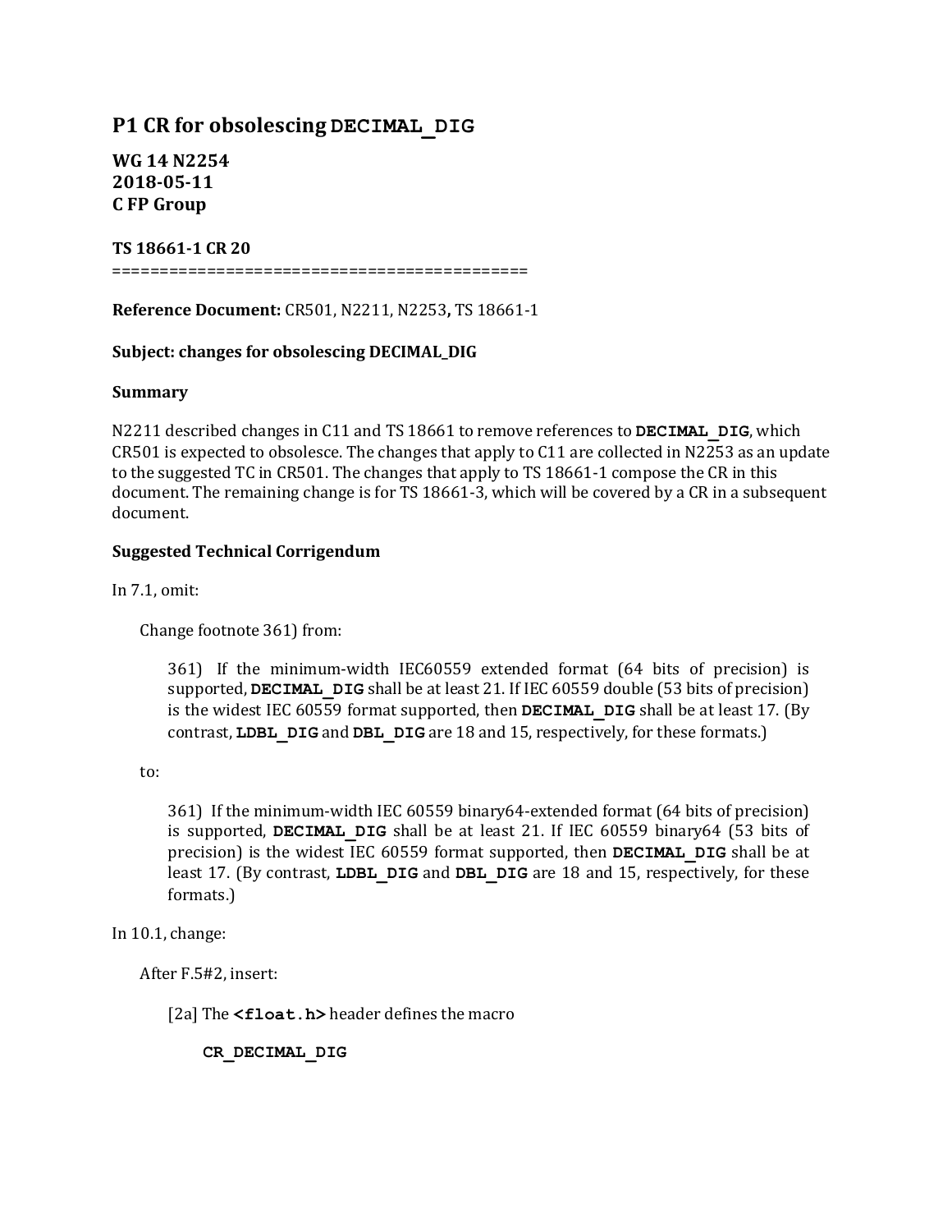# P1 CR for obsolescing DECIMAL_DIG

**WG 14 N2254**
**2018-05-11**
**C FP Group**

**TS 18661-1 CR 20**
============================================

**Reference Document:** CR501, N2211, N2253**,** TS 18661-1

**Subject: changes for obsolescing DECIMAL_DIG**

**Summary**

N2211 described changes in C11 and TS 18661 to remove references to **DECIMAL_DIG**, which CR501 is expected to obsolesce. The changes that apply to C11 are collected in N2253 as an update to the suggested TC in CR501. The changes that apply to TS 18661-1 compose the CR in this document. The remaining change is for TS 18661-3, which will be covered by a CR in a subsequent document.

**Suggested Technical Corrigendum**

In 7.1, omit:

> Change footnote 361) from:
>
> > 361) If the minimum-width IEC60559 extended format (64 bits of precision) is supported, **DECIMAL_DIG** shall be at least 21. If IEC 60559 double (53 bits of precision) is the widest IEC 60559 format supported, then **DECIMAL_DIG** shall be at least 17. (By contrast, **LDBL_DIG** and **DBL_DIG** are 18 and 15, respectively, for these formats.)
>
> to:
>
> > 361) If the minimum-width IEC 60559 binary64-extended format (64 bits of precision) is supported, **DECIMAL_DIG** shall be at least 21. If IEC 60559 binary64 (53 bits of precision) is the widest IEC 60559 format supported, then **DECIMAL_DIG** shall be at least 17. (By contrast, **LDBL_DIG** and **DBL_DIG** are 18 and 15, respectively, for these formats.)

In 10.1, change:

> After F.5#2, insert:
>
> > [2a] The **<float.h>** header defines the macro
> >
> > > **CR_DECIMAL_DIG**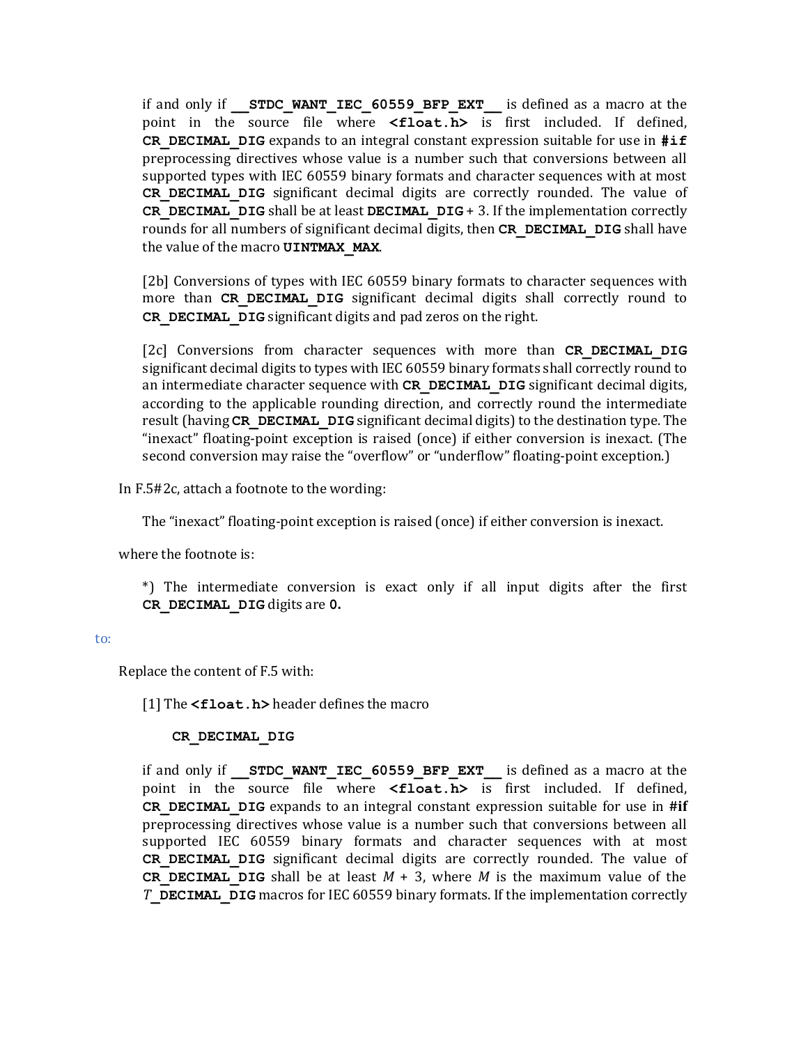if and only if **__STDC_WANT_IEC_60559_BFP_EXT__** is defined as a macro at the point in the source file where **<float.h>** is first included. If defined, **CR_DECIMAL_DIG** expands to an integral constant expression suitable for use in **#if** preprocessing directives whose value is a number such that conversions between all supported types with IEC 60559 binary formats and character sequences with at most **CR_DECIMAL_DIG** significant decimal digits are correctly rounded. The value of **CR_DECIMAL_DIG** shall be at least **DECIMAL_DIG** + 3. If the implementation correctly rounds for all numbers of significant decimal digits, then **CR_DECIMAL_DIG** shall have the value of the macro **UINTMAX_MAX**.

[2b] Conversions of types with IEC 60559 binary formats to character sequences with more than **CR_DECIMAL_DIG** significant decimal digits shall correctly round to **CR_DECIMAL_DIG** significant digits and pad zeros on the right.

[2c] Conversions from character sequences with more than **CR_DECIMAL_DIG** significant decimal digits to types with IEC 60559 binary formats shall correctly round to an intermediate character sequence with **CR_DECIMAL_DIG** significant decimal digits, according to the applicable rounding direction, and correctly round the intermediate result (having **CR_DECIMAL_DIG** significant decimal digits) to the destination type. The "inexact" floating-point exception is raised (once) if either conversion is inexact. (The second conversion may raise the "overflow" or "underflow" floating-point exception.)

In F.5#2c, attach a footnote to the wording:

The "inexact" floating-point exception is raised (once) if either conversion is inexact.

where the footnote is:

*) The intermediate conversion is exact only if all input digits after the first **CR_DECIMAL_DIG** digits are **0**.

to:

Replace the content of F.5 with:

[1] The **<float.h>** header defines the macro

**CR_DECIMAL_DIG**

if and only if **__STDC_WANT_IEC_60559_BFP_EXT__** is defined as a macro at the point in the source file where **<float.h>** is first included. If defined, **CR_DECIMAL_DIG** expands to an integral constant expression suitable for use in **#if** preprocessing directives whose value is a number such that conversions between all supported IEC 60559 binary formats and character sequences with at most **CR_DECIMAL_DIG** significant decimal digits are correctly rounded. The value of **CR_DECIMAL_DIG** shall be at least $M$ + 3, where $M$ is the maximum value of the *T*_**DECIMAL_DIG** macros for IEC 60559 binary formats. If the implementation correctly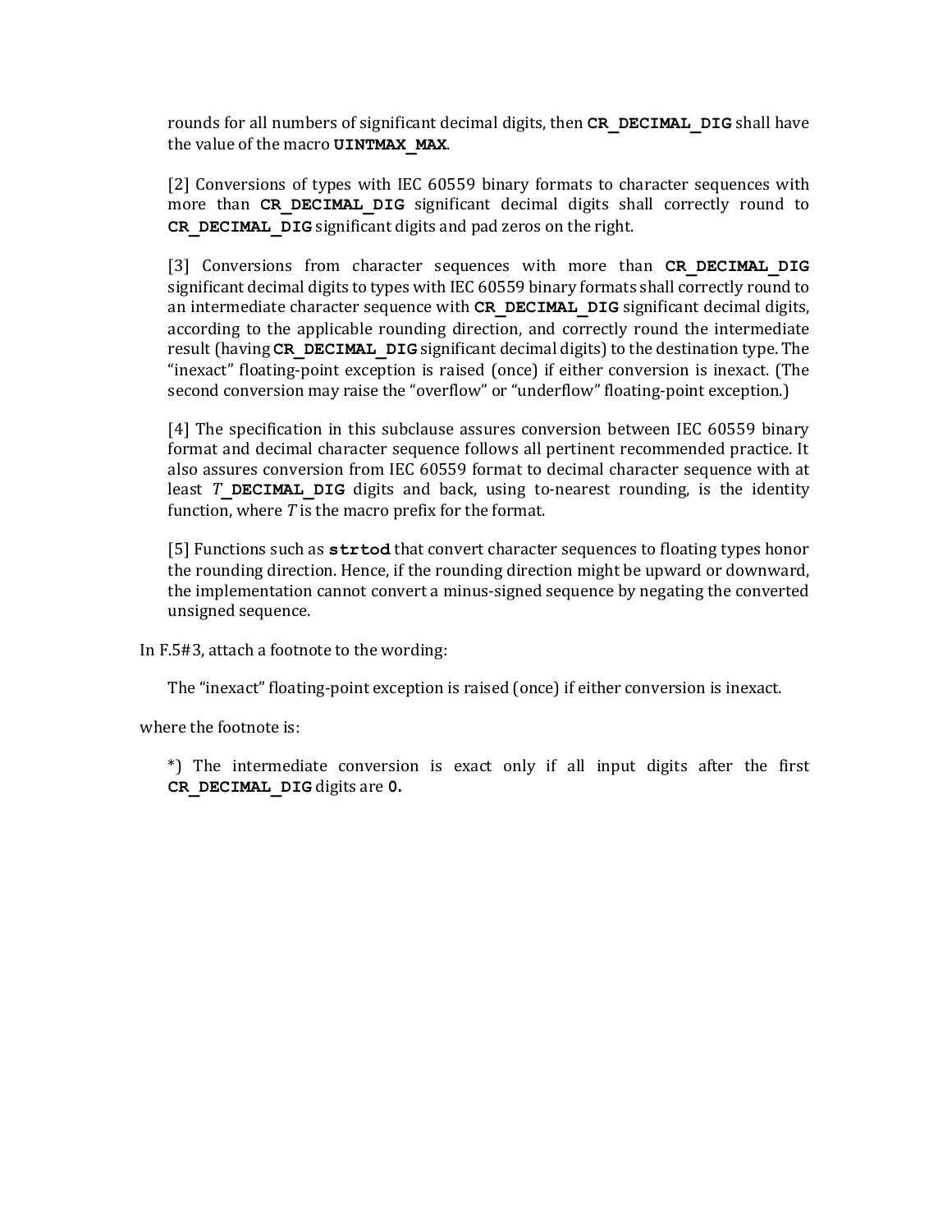rounds for all numbers of significant decimal digits, then **CR_DECIMAL_DIG** shall have the value of the macro **UINTMAX_MAX**.

[2] Conversions of types with IEC 60559 binary formats to character sequences with more than **CR_DECIMAL_DIG** significant decimal digits shall correctly round to **CR_DECIMAL_DIG** significant digits and pad zeros on the right.

[3] Conversions from character sequences with more than **CR_DECIMAL_DIG** significant decimal digits to types with IEC 60559 binary formats shall correctly round to an intermediate character sequence with **CR_DECIMAL_DIG** significant decimal digits, according to the applicable rounding direction, and correctly round the intermediate result (having **CR_DECIMAL_DIG** significant decimal digits) to the destination type. The "inexact" floating-point exception is raised (once) if either conversion is inexact. (The second conversion may raise the "overflow" or "underflow" floating-point exception.)

[4] The specification in this subclause assures conversion between IEC 60559 binary format and decimal character sequence follows all pertinent recommended practice. It also assures conversion from IEC 60559 format to decimal character sequence with at least ***T*_DECIMAL_DIG** digits and back, using to-nearest rounding, is the identity function, where *T* is the macro prefix for the format.

[5] Functions such as **strtod** that convert character sequences to floating types honor the rounding direction. Hence, if the rounding direction might be upward or downward, the implementation cannot convert a minus-signed sequence by negating the converted unsigned sequence.

In F.5#3, attach a footnote to the wording:

The "inexact" floating-point exception is raised (once) if either conversion is inexact.

where the footnote is:

*) The intermediate conversion is exact only if all input digits after the first **CR_DECIMAL_DIG** digits are **0.**